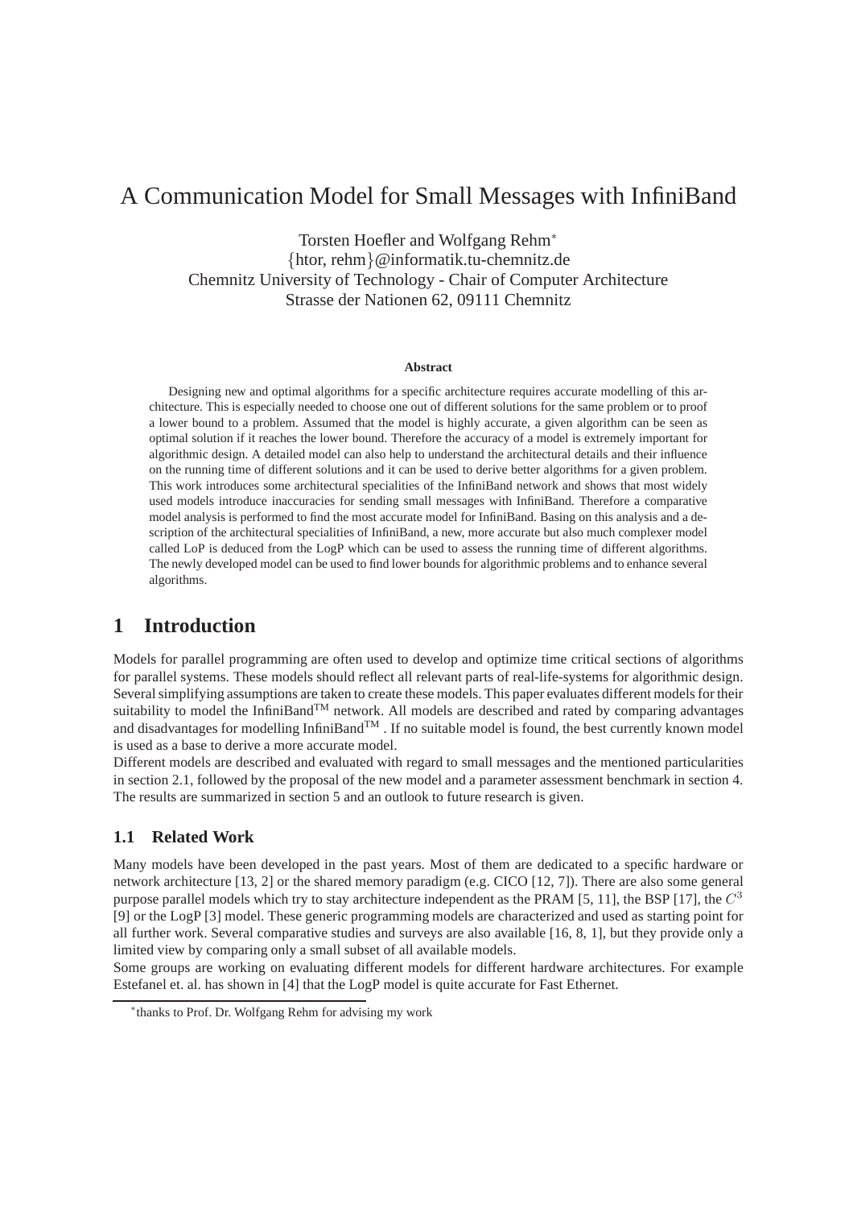# A Communication Model for Small Messages with InfiniBand

Torsten Hoefler and Wolfgang Rehm*
{htor, rehm}@informatik.tu-chemnitz.de
Chemnitz University of Technology - Chair of Computer Architecture
Strasse der Nationen 62, 09111 Chemnitz

**Abstract**

Designing new and optimal algorithms for a specific architecture requires accurate modelling of this architecture. This is especially needed to choose one out of different solutions for the same problem or to proof a lower bound to a problem. Assumed that the model is highly accurate, a given algorithm can be seen as optimal solution if it reaches the lower bound. Therefore the accuracy of a model is extremely important for algorithmic design. A detailed model can also help to understand the architectural details and their influence on the running time of different solutions and it can be used to derive better algorithms for a given problem. This work introduces some architectural specialities of the InfiniBand network and shows that most widely used models introduce inaccuracies for sending small messages with InfiniBand. Therefore a comparative model analysis is performed to find the most accurate model for InfiniBand. Basing on this analysis and a description of the architectural specialities of InfiniBand, a new, more accurate but also much complexer model called LoP is deduced from the LogP which can be used to assess the running time of different algorithms. The newly developed model can be used to find lower bounds for algorithmic problems and to enhance several algorithms.

## 1 Introduction

Models for parallel programming are often used to develop and optimize time critical sections of algorithms for parallel systems. These models should reflect all relevant parts of real-life-systems for algorithmic design. Several simplifying assumptions are taken to create these models. This paper evaluates different models for their suitability to model the InfiniBand™ network. All models are described and rated by comparing advantages and disadvantages for modelling InfiniBand™ . If no suitable model is found, the best currently known model is used as a base to derive a more accurate model.
Different models are described and evaluated with regard to small messages and the mentioned particularities in section 2.1, followed by the proposal of the new model and a parameter assessment benchmark in section 4. The results are summarized in section 5 and an outlook to future research is given.

### 1.1 Related Work

Many models have been developed in the past years. Most of them are dedicated to a specific hardware or network architecture [13, 2] or the shared memory paradigm (e.g. CICO [12, 7]). There are also some general purpose parallel models which try to stay architecture independent as the PRAM [5, 11], the BSP [17], the $C^3$ [9] or the LogP [3] model. These generic programming models are characterized and used as starting point for all further work. Several comparative studies and surveys are also available [16, 8, 1], but they provide only a limited view by comparing only a small subset of all available models.
Some groups are working on evaluating different models for different hardware architectures. For example Estefanel et. al. has shown in [4] that the LogP model is quite accurate for Fast Ethernet.

*thanks to Prof. Dr. Wolfgang Rehm for advising my work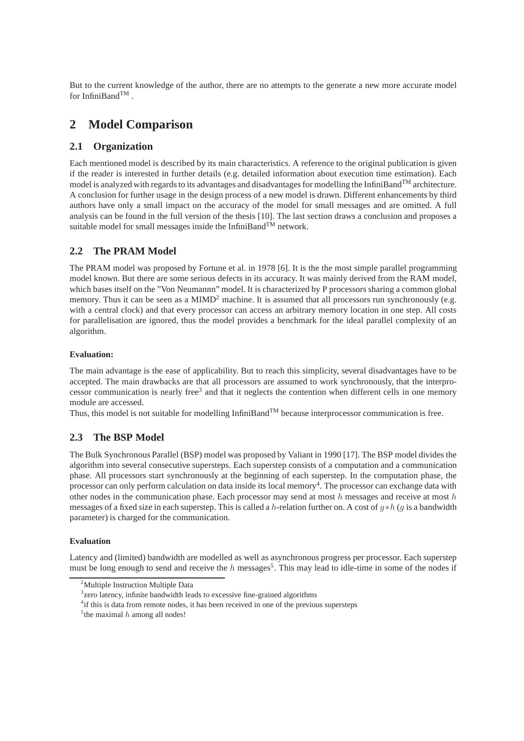But to the current knowledge of the author, there are no attempts to the generate a new more accurate model for InfiniBand$^{TM}$ .

# 2 Model Comparison

## 2.1 Organization

Each mentioned model is described by its main characteristics. A reference to the original publication is given if the reader is interested in further details (e.g. detailed information about execution time estimation). Each model is analyzed with regards to its advantages and disadvantages for modelling the InfiniBand$^{TM}$ architecture. A conclusion for further usage in the design process of a new model is drawn. Different enhancements by third authors have only a small impact on the accuracy of the model for small messages and are omitted. A full analysis can be found in the full version of the thesis [10]. The last section draws a conclusion and proposes a suitable model for small messages inside the InfiniBand$^{TM}$ network.

## 2.2 The PRAM Model

The PRAM model was proposed by Fortune et al. in 1978 [6]. It is the the most simple parallel programming model known. But there are some serious defects in its accuracy. It was mainly derived from the RAM model, which bases itself on the "Von Neumannn" model. It is characterized by P processors sharing a common global memory. Thus it can be seen as a MIMD[2] machine. It is assumed that all processors run synchronously (e.g. with a central clock) and that every processor can access an arbitrary memory location in one step. All costs for parallelisation are ignored, thus the model provides a benchmark for the ideal parallel complexity of an algorithm.

#### Evaluation:

The main advantage is the ease of applicability. But to reach this simplicity, several disadvantages have to be accepted. The main drawbacks are that all processors are assumed to work synchronously, that the interprocessor communication is nearly free[3] and that it neglects the contention when different cells in one memory module are accessed.

Thus, this model is not suitable for modelling InfiniBand$^{TM}$ because interprocessor communication is free.

## 2.3 The BSP Model

The Bulk Synchronous Parallel (BSP) model was proposed by Valiant in 1990 [17]. The BSP model divides the algorithm into several consecutive supersteps. Each superstep consists of a computation and a communication phase. All processors start synchronously at the beginning of each superstep. In the computation phase, the processor can only perform calculation on data inside its local memory[4]. The processor can exchange data with other nodes in the communication phase. Each processor may send at most $h$ messages and receive at most $h$ messages of a fixed size in each superstep. This is called a $h$-relation further on. A cost of $g*h$ ($g$ is a bandwidth parameter) is charged for the communication.

#### Evaluation

Latency and (limited) bandwidth are modelled as well as asynchronous progress per processor. Each superstep must be long enough to send and receive the $h$ messages[5]. This may lead to idle-time in some of the nodes if

[2] Multiple Instruction Multiple Data

[3] zero latency, infinite bandwidth leads to excessive fine-grained algorithms

[4] if this is data from remote nodes, it has been received in one of the previous supersteps

[5] the maximal $h$ among all nodes!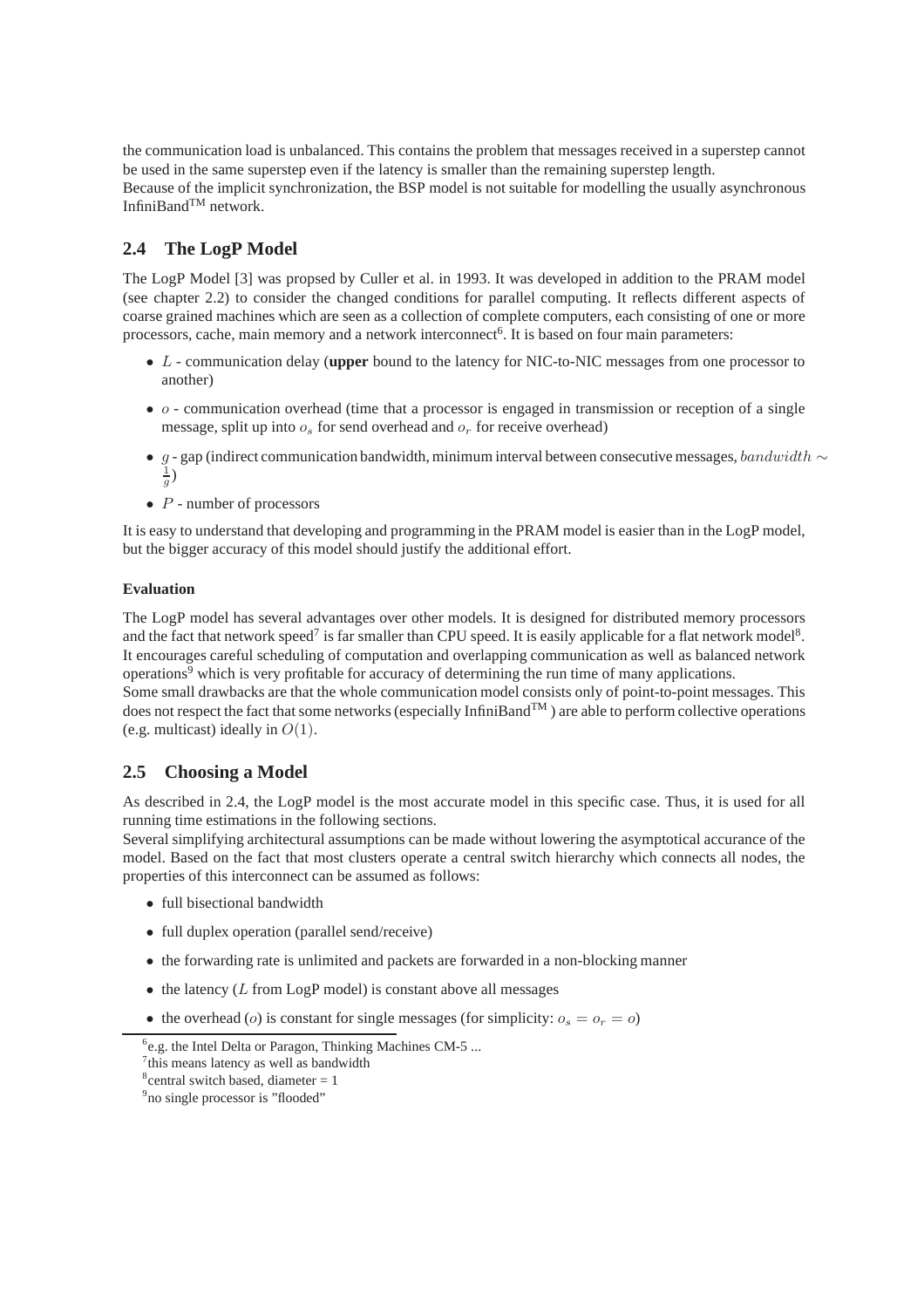the communication load is unbalanced. This contains the problem that messages received in a superstep cannot be used in the same superstep even if the latency is smaller than the remaining superstep length.
Because of the implicit synchronization, the BSP model is not suitable for modelling the usually asynchronous InfiniBand™ network.

## 2.4 The LogP Model

The LogP Model [3] was propsed by Culler et al. in 1993. It was developed in addition to the PRAM model (see chapter 2.2) to consider the changed conditions for parallel computing. It reflects different aspects of coarse grained machines which are seen as a collection of complete computers, each consisting of one or more processors, cache, main memory and a network interconnect[6]. It is based on four main parameters:

- $L$ - communication delay (**upper** bound to the latency for NIC-to-NIC messages from one processor to another)
- $o$ - communication overhead (time that a processor is engaged in transmission or reception of a single message, split up into $o_s$ for send overhead and $o_r$ for receive overhead)
- $g$ - gap (indirect communication bandwidth, minimum interval between consecutive messages, $bandwidth \sim \frac{1}{g}$)
- $P$ - number of processors

It is easy to understand that developing and programming in the PRAM model is easier than in the LogP model, but the bigger accuracy of this model should justify the additional effort.

#### Evaluation

The LogP model has several advantages over other models. It is designed for distributed memory processors and the fact that network speed[7] is far smaller than CPU speed. It is easily applicable for a flat network model[8]. It encourages careful scheduling of computation and overlapping communication as well as balanced network operations[9] which is very profitable for accuracy of determining the run time of many applications.
Some small drawbacks are that the whole communication model consists only of point-to-point messages. This does not respect the fact that some networks (especially InfiniBand™ ) are able to perform collective operations (e.g. multicast) ideally in $O(1)$.

## 2.5 Choosing a Model

As described in 2.4, the LogP model is the most accurate model in this specific case. Thus, it is used for all running time estimations in the following sections.
Several simplifying architectural assumptions can be made without lowering the asymptotical accurance of the model. Based on the fact that most clusters operate a central switch hierarchy which connects all nodes, the properties of this interconnect can be assumed as follows:

- full bisectional bandwidth
- full duplex operation (parallel send/receive)
- the forwarding rate is unlimited and packets are forwarded in a non-blocking manner
- the latency ($L$ from LogP model) is constant above all messages
- the overhead ($o$) is constant for single messages (for simplicity: $o_s = o_r = o$)

---

[6] e.g. the Intel Delta or Paragon, Thinking Machines CM-5 ...
[7] this means latency as well as bandwidth
[8] central switch based, diameter = 1
[9] no single processor is "flooded"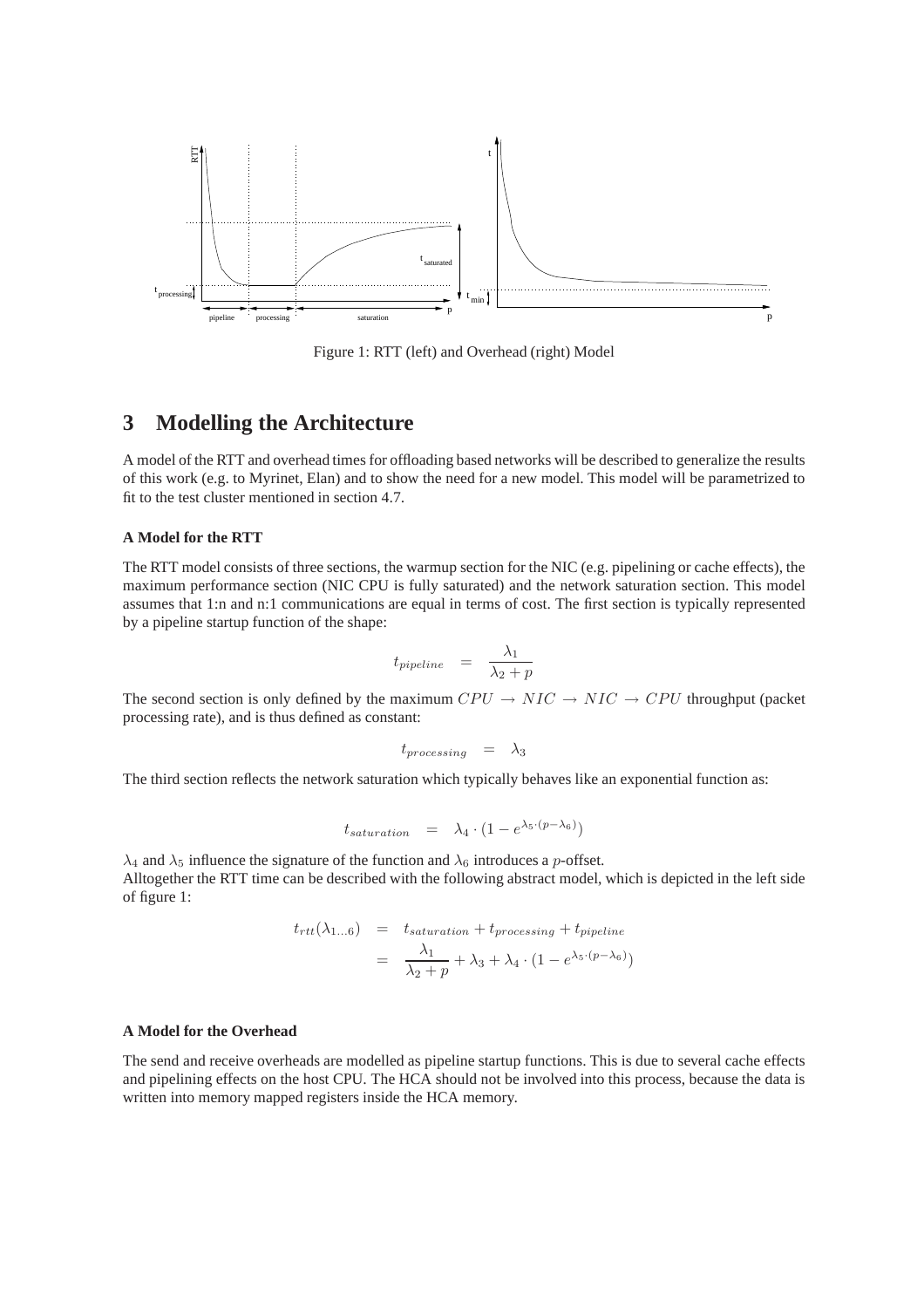Figure 1: RTT (left) and Overhead (right) Model

## 3 Modelling the Architecture

A model of the RTT and overhead times for offloading based networks will be described to generalize the results of this work (e.g. to Myrinet, Elan) and to show the need for a new model. This model will be parametrized to fit to the test cluster mentioned in section 4.7.

#### A Model for the RTT

The RTT model consists of three sections, the warmup section for the NIC (e.g. pipelining or cache effects), the maximum performance section (NIC CPU is fully saturated) and the network saturation section. This model assumes that 1:n and n:1 communications are equal in terms of cost. The first section is typically represented by a pipeline startup function of the shape:

$$t_{pipeline} = \frac{\lambda_1}{\lambda_2 + p}$$

The second section is only defined by the maximum $CPU \rightarrow NIC \rightarrow NIC \rightarrow CPU$ throughput (packet processing rate), and is thus defined as constant:

$$t_{processing} = \lambda_3$$

The third section reflects the network saturation which typically behaves like an exponential function as:

$$t_{saturation} = \lambda_4 \cdot (1 - e^{\lambda_5 \cdot (p - \lambda_6)})$$

$\lambda_4$ and $\lambda_5$ influence the signature of the function and $\lambda_6$ introduces a $p$-offset.
Alltogether the RTT time can be described with the following abstract model, which is depicted in the left side of figure 1:

$$\begin{aligned} t_{rtt}(\lambda_{1\ldots6}) &= t_{saturation} + t_{processing} + t_{pipeline} \\ &= \frac{\lambda_1}{\lambda_2 + p} + \lambda_3 + \lambda_4 \cdot (1 - e^{\lambda_5 \cdot (p - \lambda_6)}) \end{aligned}$$

#### A Model for the Overhead

The send and receive overheads are modelled as pipeline startup functions. This is due to several cache effects and pipelining effects on the host CPU. The HCA should not be involved into this process, because the data is written into memory mapped registers inside the HCA memory.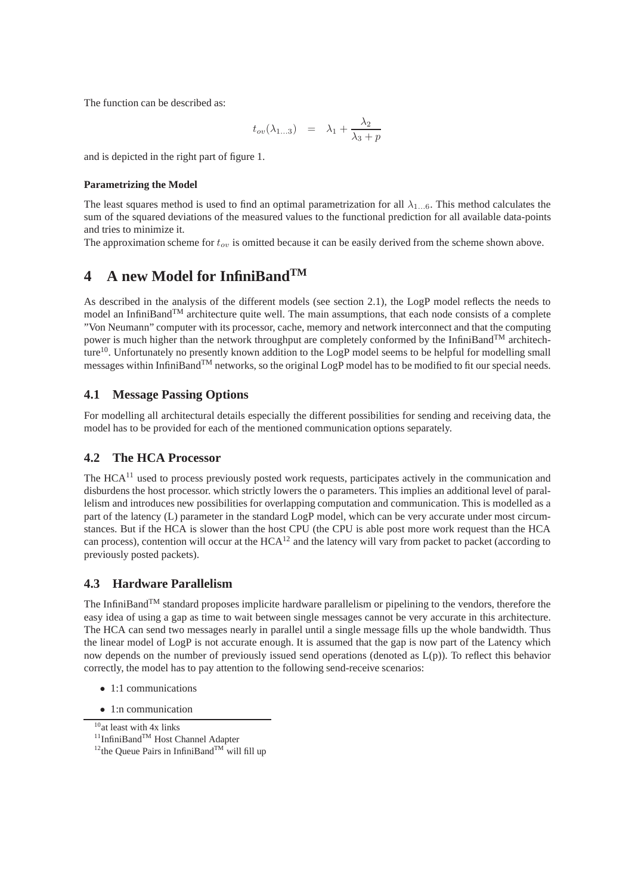The function can be described as:

$$t_{ov}(\lambda_{1...3}) \quad = \quad \lambda_1 + \frac{\lambda_2}{\lambda_3 + p}$$

and is depicted in the right part of figure 1.

#### Parametrizing the Model

The least squares method is used to find an optimal parametrization for all $\lambda_{1...6}$. This method calculates the sum of the squared deviations of the measured values to the functional prediction for all available data-points and tries to minimize it.

The approximation scheme for $t_{ov}$ is omitted because it can be easily derived from the scheme shown above.

# 4 A new Model for InfiniBand™

As described in the analysis of the different models (see section 2.1), the LogP model reflects the needs to model an InfiniBand™ architecture quite well. The main assumptions, that each node consists of a complete "Von Neumann" computer with its processor, cache, memory and network interconnect and that the computing power is much higher than the network throughput are completely conformed by the InfiniBand™ architechture[10]. Unfortunately no presently known addition to the LogP model seems to be helpful for modelling small messages within InfiniBand™ networks, so the original LogP model has to be modified to fit our special needs.

## 4.1 Message Passing Options

For modelling all architectural details especially the different possibilities for sending and receiving data, the model has to be provided for each of the mentioned communication options separately.

## 4.2 The HCA Processor

The HCA[11] used to process previously posted work requests, participates actively in the communication and disburdens the host processor. which strictly lowers the o parameters. This implies an additional level of parallelism and introduces new possibilities for overlapping computation and communication. This is modelled as a part of the latency (L) parameter in the standard LogP model, which can be very accurate under most circumstances. But if the HCA is slower than the host CPU (the CPU is able post more work request than the HCA can process), contention will occur at the HCA[12] and the latency will vary from packet to packet (according to previously posted packets).

## 4.3 Hardware Parallelism

The InfiniBand™ standard proposes implicite hardware parallelism or pipelining to the vendors, therefore the easy idea of using a gap as time to wait between single messages cannot be very accurate in this architecture. The HCA can send two messages nearly in parallel until a single message fills up the whole bandwidth. Thus the linear model of LogP is not accurate enough. It is assumed that the gap is now part of the Latency which now depends on the number of previously issued send operations (denoted as L(p)). To reflect this behavior correctly, the model has to pay attention to the following send-receive scenarios:

- 1:1 communications
- 1:n communication

---

[10] at least with 4x links

[11] InfiniBand™ Host Channel Adapter

[12] the Queue Pairs in InfiniBand™ will fill up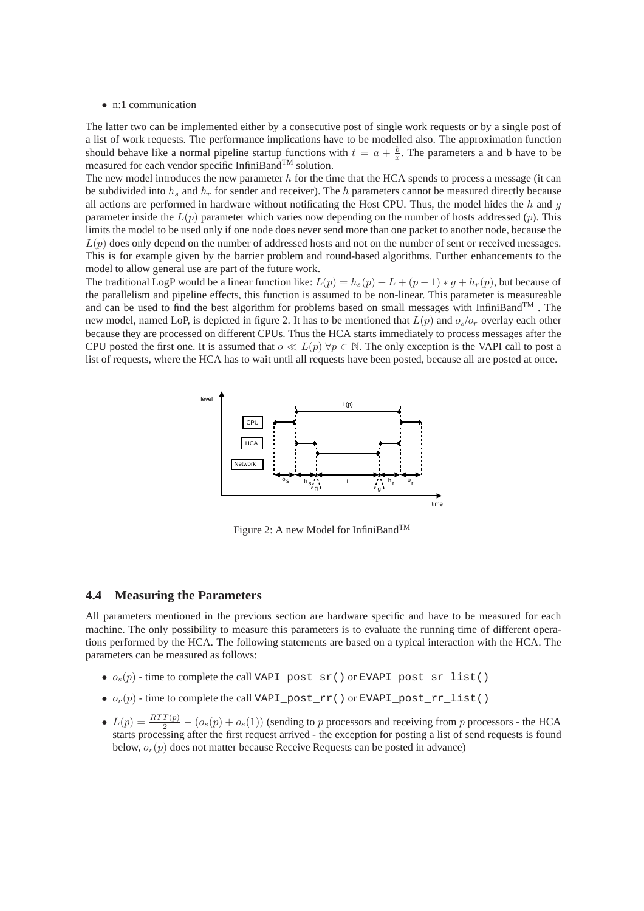- n:1 communication

The latter two can be implemented either by a consecutive post of single work requests or by a single post of a list of work requests. The performance implications have to be modelled also. The approximation function should behave like a normal pipeline startup functions with $t = a + \frac{b}{x}$. The parameters a and b have to be measured for each vendor specific InfiniBand™ solution.

The new model introduces the new parameter $h$ for the time that the HCA spends to process a message (it can be subdivided into $h_s$ and $h_r$ for sender and receiver). The $h$ parameters cannot be measured directly because all actions are performed in hardware without notificating the Host CPU. Thus, the model hides the $h$ and $g$ parameter inside the $L(p)$ parameter which varies now depending on the number of hosts addressed ($p$). This limits the model to be used only if one node does never send more than one packet to another node, because the $L(p)$ does only depend on the number of addressed hosts and not on the number of sent or received messages. This is for example given by the barrier problem and round-based algorithms. Further enhancements to the model to allow general use are part of the future work.

The traditional LogP would be a linear function like: $L(p) = h_s(p) + L + (p-1) * g + h_r(p)$, but because of the parallelism and pipeline effects, this function is assumed to be non-linear. This parameter is measureable and can be used to find the best algorithm for problems based on small messages with InfiniBand™ . The new model, named LoP, is depicted in figure 2. It has to be mentioned that $L(p)$ and $o_s/o_r$ overlay each other because they are processed on different CPUs. Thus the HCA starts immediately to process messages after the CPU posted the first one. It is assumed that $o \ll L(p) \; \forall p \in \mathbb{N}$. The only exception is the VAPI call to post a list of requests, where the HCA has to wait until all requests have been posted, because all are posted at once.

Figure 2: A new Model for InfiniBand™

### 4.4 Measuring the Parameters

All parameters mentioned in the previous section are hardware specific and have to be measured for each machine. The only possibility to measure this parameters is to evaluate the running time of different operations performed by the HCA. The following statements are based on a typical interaction with the HCA. The parameters can be measured as follows:

- $o_s(p)$ - time to complete the call `VAPI_post_sr()` or `EVAPI_post_sr_list()`
- $o_r(p)$ - time to complete the call `VAPI_post_rr()` or `EVAPI_post_rr_list()`
- $L(p) = \frac{RTT(p)}{2} - (o_s(p) + o_s(1))$ (sending to $p$ processors and receiving from $p$ processors - the HCA starts processing after the first request arrived - the exception for posting a list of send requests is found below, $o_r(p)$ does not matter because Receive Requests can be posted in advance)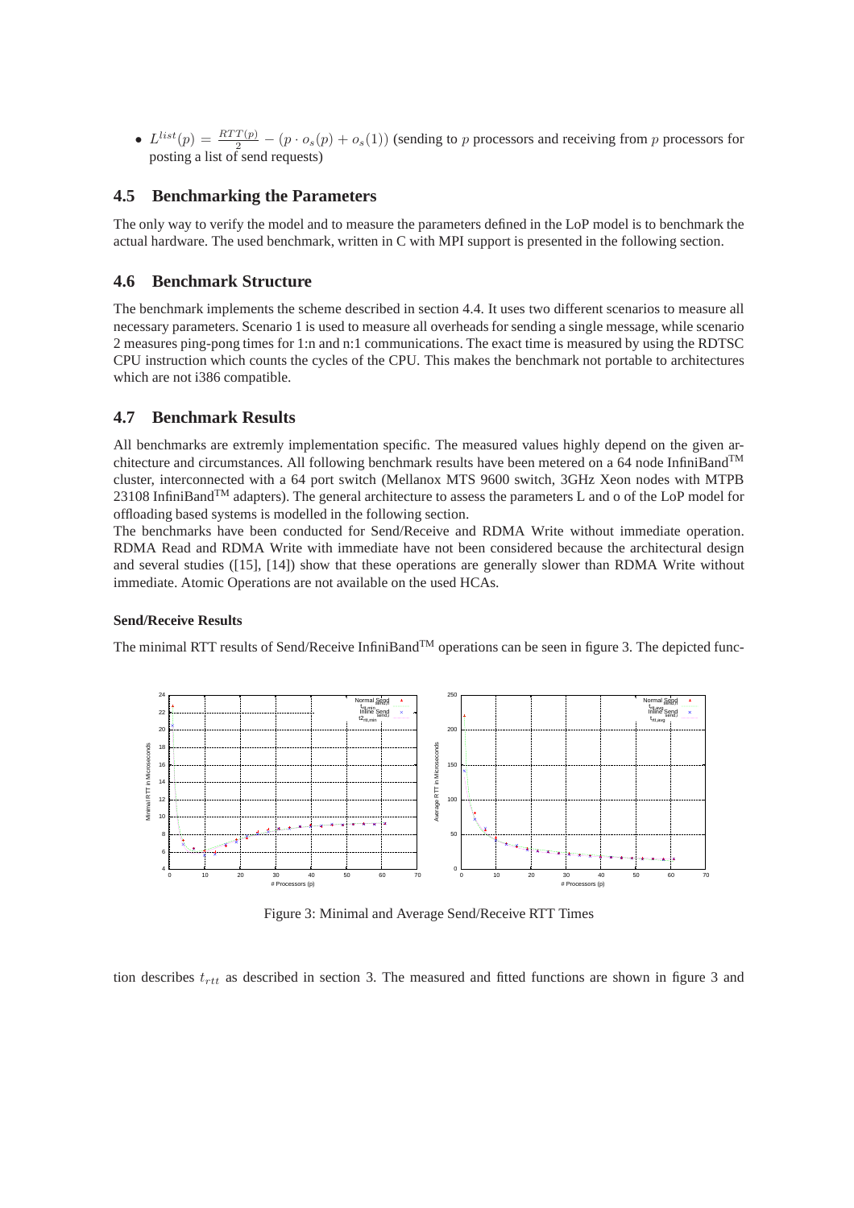- $L^{list}(p) = \frac{RTT(p)}{2} - (p \cdot o_s(p) + o_s(1))$ (sending to $p$ processors and receiving from $p$ processors for posting a list of send requests)

### 4.5 Benchmarking the Parameters

The only way to verify the model and to measure the parameters defined in the LoP model is to benchmark the actual hardware. The used benchmark, written in C with MPI support is presented in the following section.

### 4.6 Benchmark Structure

The benchmark implements the scheme described in section 4.4. It uses two different scenarios to measure all necessary parameters. Scenario 1 is used to measure all overheads for sending a single message, while scenario 2 measures ping-pong times for 1:n and n:1 communications. The exact time is measured by using the RDTSC CPU instruction which counts the cycles of the CPU. This makes the benchmark not portable to architectures which are not i386 compatible.

### 4.7 Benchmark Results

All benchmarks are extremly implementation specific. The measured values highly depend on the given architecture and circumstances. All following benchmark results have been metered on a 64 node InfiniBand™ cluster, interconnected with a 64 port switch (Mellanox MTS 9600 switch, 3GHz Xeon nodes with MTPB 23108 InfiniBand™ adapters). The general architecture to assess the parameters L and o of the LoP model for offloading based systems is modelled in the following section.

The benchmarks have been conducted for Send/Receive and RDMA Write without immediate operation. RDMA Read and RDMA Write with immediate have not been considered because the architectural design and several studies ([15], [14]) show that these operations are generally slower than RDMA Write without immediate. Atomic Operations are not available on the used HCAs.

#### Send/Receive Results

The minimal RTT results of Send/Receive InfiniBand™ operations can be seen in figure 3. The depicted func-

Figure 3: Minimal and Average Send/Receive RTT Times

tion describes $t_{rtt}$ as described in section 3. The measured and fitted functions are shown in figure 3 and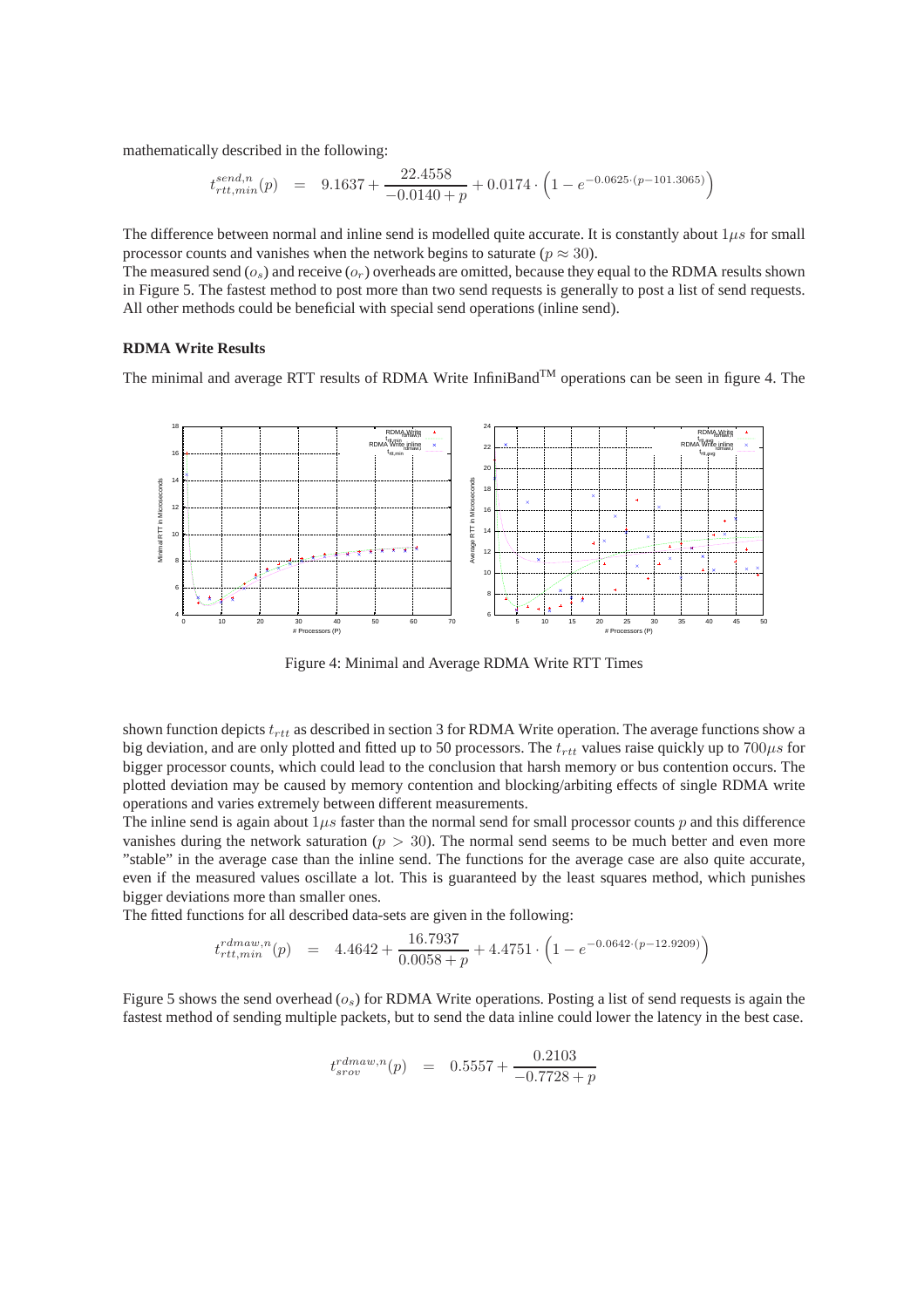mathematically described in the following:

$$t_{rtt,min}^{send,n}(p) \quad = \quad 9.1637 + \frac{22.4558}{-0.0140 + p} + 0.0174 \cdot \left(1 - e^{-0.0625 \cdot (p - 101.3065)}\right)$$

The difference between normal and inline send is modelled quite accurate. It is constantly about $1\mu s$ for small processor counts and vanishes when the network begins to saturate ($p \approx 30$).
The measured send ($o_s$) and receive ($o_r$) overheads are omitted, because they equal to the RDMA results shown in Figure 5. The fastest method to post more than two send requests is generally to post a list of send requests. All other methods could be beneficial with special send operations (inline send).

**RDMA Write Results**

The minimal and average RTT results of RDMA Write InfiniBand$^{TM}$ operations can be seen in figure 4. The

Figure 4: Minimal and Average RDMA Write RTT Times

shown function depicts $t_{rtt}$ as described in section 3 for RDMA Write operation. The average functions show a big deviation, and are only plotted and fitted up to 50 processors. The $t_{rtt}$ values raise quickly up to $700\mu s$ for bigger processor counts, which could lead to the conclusion that harsh memory or bus contention occurs. The plotted deviation may be caused by memory contention and blocking/arbiting effects of single RDMA write operations and varies extremely between different measurements.
The inline send is again about $1\mu s$ faster than the normal send for small processor counts $p$ and this difference vanishes during the network saturation ($p > 30$). The normal send seems to be much better and even more "stable" in the average case than the inline send. The functions for the average case are also quite accurate, even if the measured values oscillate a lot. This is guaranteed by the least squares method, which punishes bigger deviations more than smaller ones.
The fitted functions for all described data-sets are given in the following:

$$t_{rtt,min}^{rdmaw,n}(p) \quad = \quad 4.4642 + \frac{16.7937}{0.0058 + p} + 4.4751 \cdot \left(1 - e^{-0.0642 \cdot (p - 12.9209)}\right)$$

Figure 5 shows the send overhead ($o_s$) for RDMA Write operations. Posting a list of send requests is again the fastest method of sending multiple packets, but to send the data inline could lower the latency in the best case.

$$t_{srov}^{rdmaw,n}(p) \quad = \quad 0.5557 + \frac{0.2103}{-0.7728 + p}$$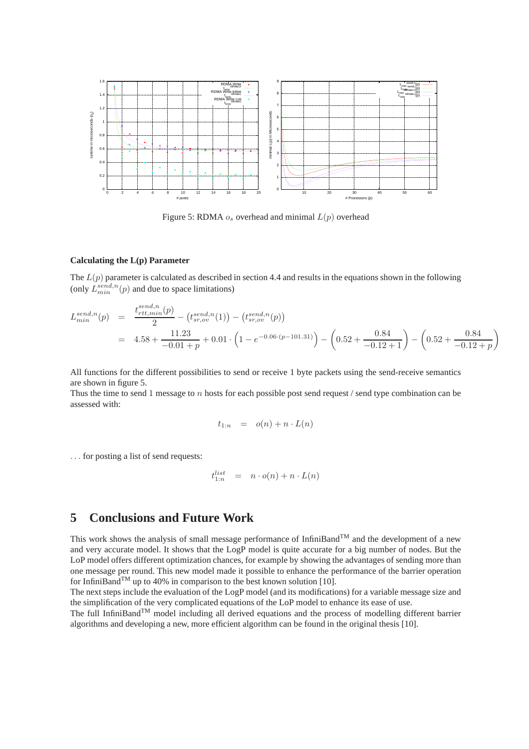Figure 5: RDMA $o_s$ overhead and minimal $L(p)$ overhead

**Calculating the L(p) Parameter**

The $L(p)$ parameter is calculated as described in section 4.4 and results in the equations shown in the following (only $L_{min}^{send,n}(p)$ and due to space limitations)

$$
\begin{aligned}
L_{min}^{send,n}(p) &= \frac{t_{rtt,min}^{send,n}(p)}{2} - \left(t_{sr,ov}^{send,n}(1)\right) - \left(t_{sr,ov}^{send,n}(p)\right) \\
&= 4.58 + \frac{11.23}{-0.01 + p} + 0.01 \cdot \left(1 - e^{-0.06 \cdot (p - 101.31)}\right) - \left(0.52 + \frac{0.84}{-0.12 + 1}\right) - \left(0.52 + \frac{0.84}{-0.12 + p}\right)
\end{aligned}
$$

All functions for the different possibilities to send or receive 1 byte packets using the send-receive semantics are shown in figure 5.
Thus the time to send 1 message to $n$ hosts for each possible post send request / send type combination can be assessed with:

$$
t_{1:n} = o(n) + n \cdot L(n)
$$

... for posting a list of send requests:

$$
t_{1:n}^{list} = n \cdot o(n) + n \cdot L(n)
$$

# 5 Conclusions and Future Work

This work shows the analysis of small message performance of InfiniBand™ and the development of a new and very accurate model. It shows that the LogP model is quite accurate for a big number of nodes. But the LoP model offers different optimization chances, for example by showing the advantages of sending more than one message per round. This new model made it possible to enhance the performance of the barrier operation for InfiniBand™ up to 40% in comparison to the best known solution [10].
The next steps include the evaluation of the LogP model (and its modifications) for a variable message size and the simplification of the very complicated equations of the LoP model to enhance its ease of use.
The full InfiniBand™ model including all derived equations and the process of modelling different barrier algorithms and developing a new, more efficient algorithm can be found in the original thesis [10].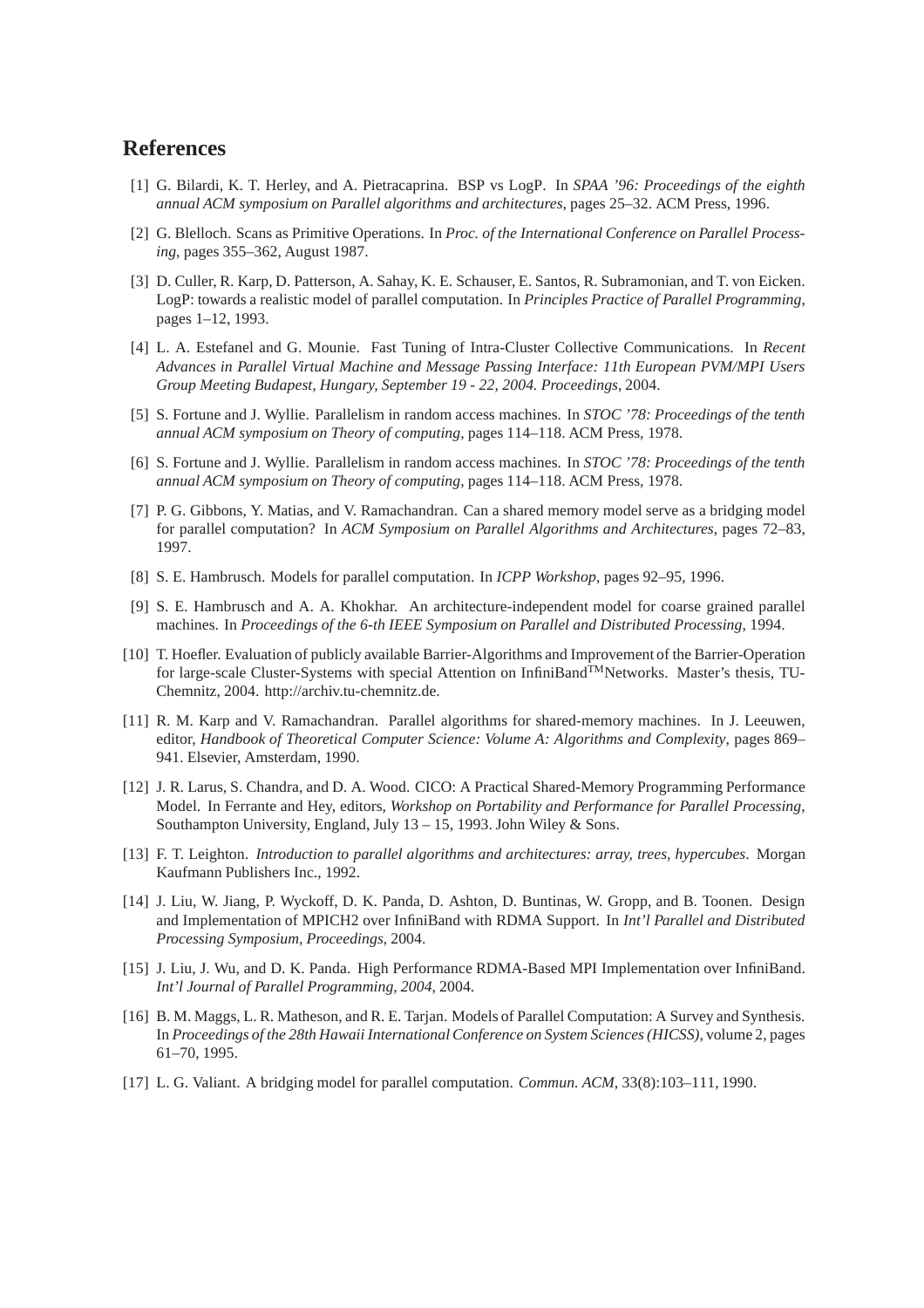## References

[1] G. Bilardi, K. T. Herley, and A. Pietracaprina. BSP vs LogP. In *SPAA '96: Proceedings of the eighth annual ACM symposium on Parallel algorithms and architectures*, pages 25–32. ACM Press, 1996.

[2] G. Blelloch. Scans as Primitive Operations. In *Proc. of the International Conference on Parallel Processing*, pages 355–362, August 1987.

[3] D. Culler, R. Karp, D. Patterson, A. Sahay, K. E. Schauser, E. Santos, R. Subramonian, and T. von Eicken. LogP: towards a realistic model of parallel computation. In *Principles Practice of Parallel Programming*, pages 1–12, 1993.

[4] L. A. Estefanel and G. Mounie. Fast Tuning of Intra-Cluster Collective Communications. In *Recent Advances in Parallel Virtual Machine and Message Passing Interface: 11th European PVM/MPI Users Group Meeting Budapest, Hungary, September 19 - 22, 2004. Proceedings*, 2004.

[5] S. Fortune and J. Wyllie. Parallelism in random access machines. In *STOC '78: Proceedings of the tenth annual ACM symposium on Theory of computing*, pages 114–118. ACM Press, 1978.

[6] S. Fortune and J. Wyllie. Parallelism in random access machines. In *STOC '78: Proceedings of the tenth annual ACM symposium on Theory of computing*, pages 114–118. ACM Press, 1978.

[7] P. G. Gibbons, Y. Matias, and V. Ramachandran. Can a shared memory model serve as a bridging model for parallel computation? In *ACM Symposium on Parallel Algorithms and Architectures*, pages 72–83, 1997.

[8] S. E. Hambrusch. Models for parallel computation. In *ICPP Workshop*, pages 92–95, 1996.

[9] S. E. Hambrusch and A. A. Khokhar. An architecture-independent model for coarse grained parallel machines. In *Proceedings of the 6-th IEEE Symposium on Parallel and Distributed Processing*, 1994.

[10] T. Hoefler. Evaluation of publicly available Barrier-Algorithms and Improvement of the Barrier-Operation for large-scale Cluster-Systems with special Attention on InfiniBand™Networks. Master's thesis, TU-Chemnitz, 2004. http://archiv.tu-chemnitz.de.

[11] R. M. Karp and V. Ramachandran. Parallel algorithms for shared-memory machines. In J. Leeuwen, editor, *Handbook of Theoretical Computer Science: Volume A: Algorithms and Complexity*, pages 869–941. Elsevier, Amsterdam, 1990.

[12] J. R. Larus, S. Chandra, and D. A. Wood. CICO: A Practical Shared-Memory Programming Performance Model. In Ferrante and Hey, editors, *Workshop on Portability and Performance for Parallel Processing*, Southampton University, England, July 13 – 15, 1993. John Wiley & Sons.

[13] F. T. Leighton. *Introduction to parallel algorithms and architectures: array, trees, hypercubes*. Morgan Kaufmann Publishers Inc., 1992.

[14] J. Liu, W. Jiang, P. Wyckoff, D. K. Panda, D. Ashton, D. Buntinas, W. Gropp, and B. Toonen. Design and Implementation of MPICH2 over InfiniBand with RDMA Support. In *Int'l Parallel and Distributed Processing Symposium, Proceedings*, 2004.

[15] J. Liu, J. Wu, and D. K. Panda. High Performance RDMA-Based MPI Implementation over InfiniBand. *Int'l Journal of Parallel Programming, 2004*, 2004.

[16] B. M. Maggs, L. R. Matheson, and R. E. Tarjan. Models of Parallel Computation: A Survey and Synthesis. In *Proceedings of the 28th Hawaii International Conference on System Sciences (HICSS)*, volume 2, pages 61–70, 1995.

[17] L. G. Valiant. A bridging model for parallel computation. *Commun. ACM*, 33(8):103–111, 1990.